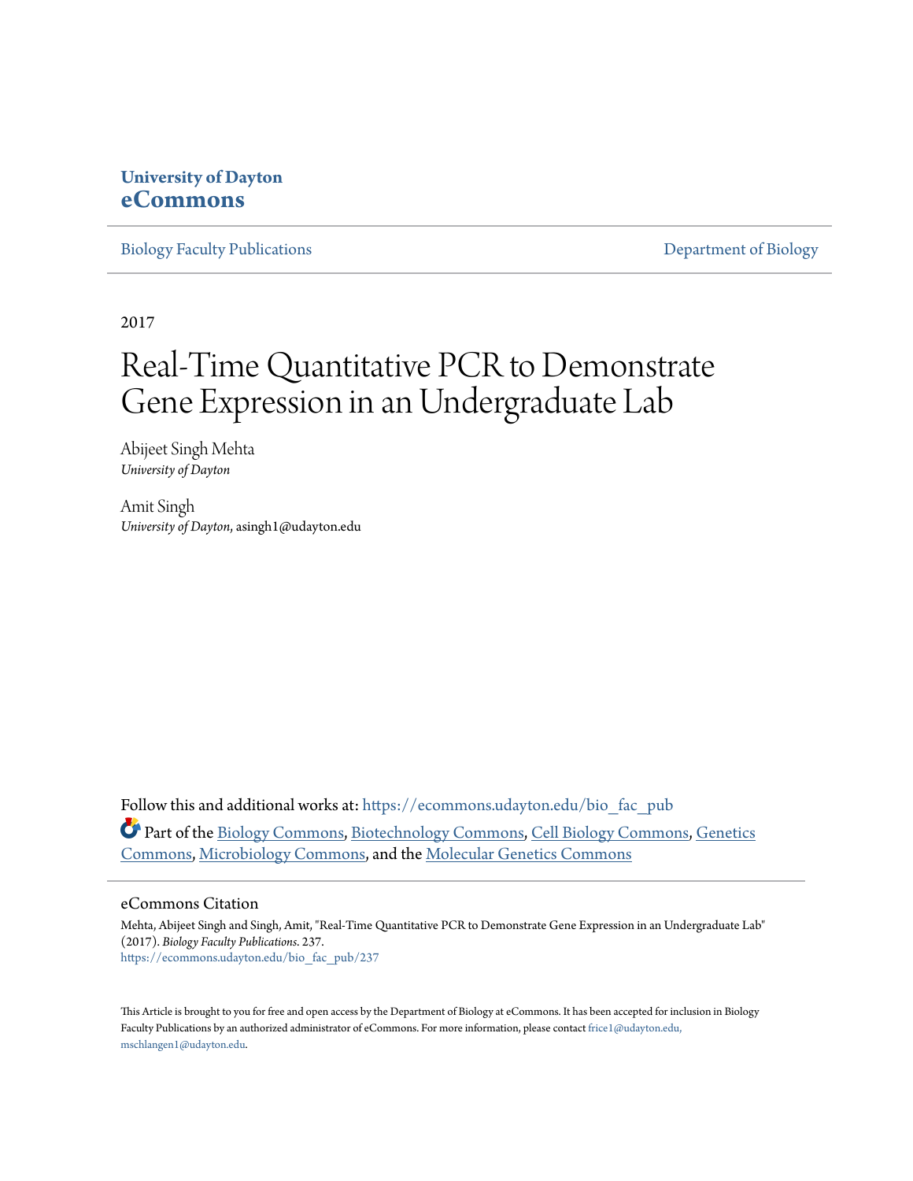University of Dayton
**eCommons**

Biology Faculty Publications — Department of Biology

2017

# Real-Time Quantitative PCR to Demonstrate Gene Expression in an Undergraduate Lab

Abijeet Singh Mehta
*University of Dayton*

Amit Singh
*University of Dayton*, asingh1@udayton.edu

Follow this and additional works at: https://ecommons.udayton.edu/bio_fac_pub

Part of the Biology Commons, Biotechnology Commons, Cell Biology Commons, Genetics Commons, Microbiology Commons, and the Molecular Genetics Commons

## eCommons Citation

Mehta, Abijeet Singh and Singh, Amit, "Real-Time Quantitative PCR to Demonstrate Gene Expression in an Undergraduate Lab" (2017). *Biology Faculty Publications*. 237.
https://ecommons.udayton.edu/bio_fac_pub/237

This Article is brought to you for free and open access by the Department of Biology at eCommons. It has been accepted for inclusion in Biology Faculty Publications by an authorized administrator of eCommons. For more information, please contact frice1@udayton.edu, mschlangen1@udayton.edu.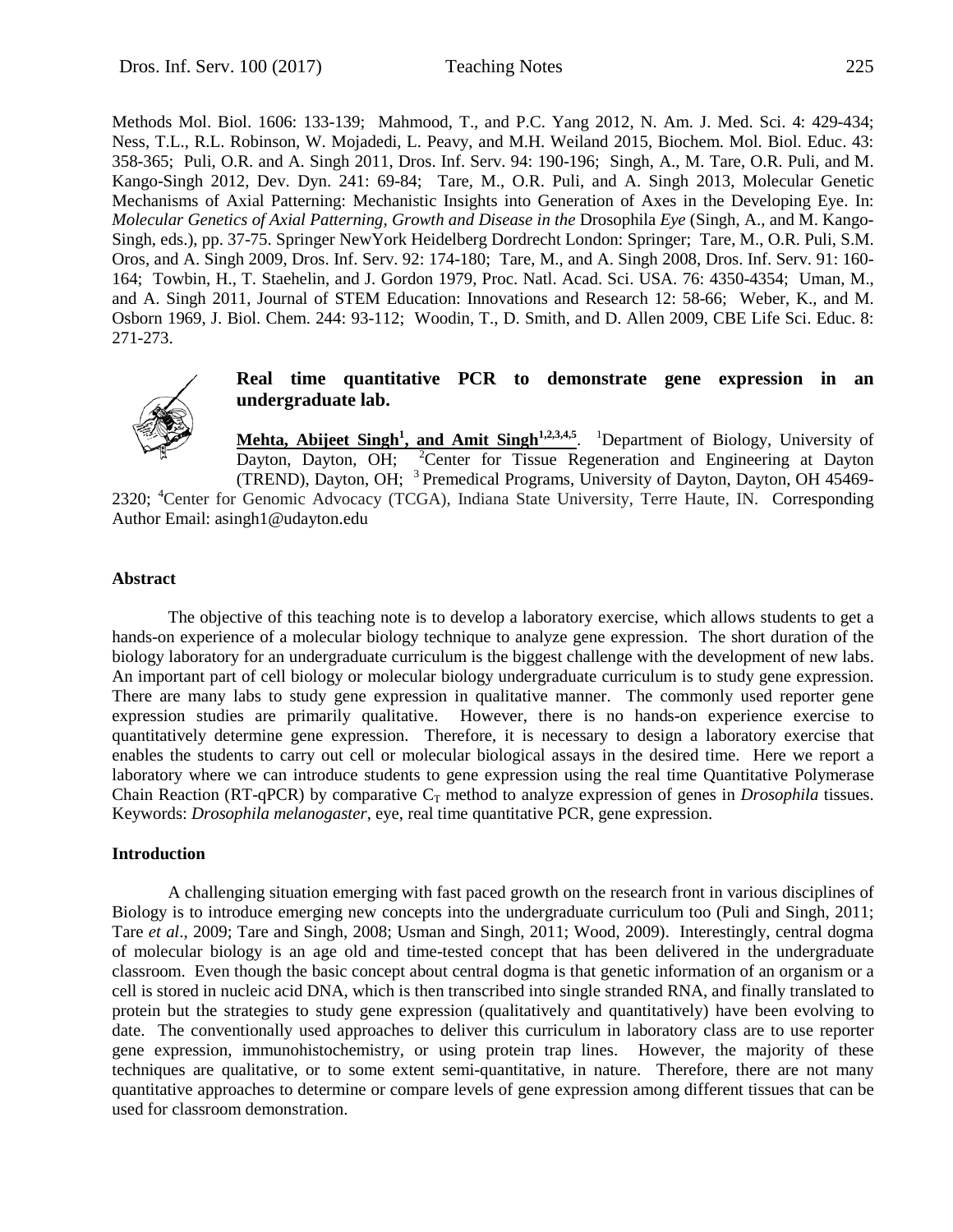Methods Mol. Biol. 1606: 133-139; Mahmood, T., and P.C. Yang 2012, N. Am. J. Med. Sci. 4: 429-434; Ness, T.L., R.L. Robinson, W. Mojadedi, L. Peavy, and M.H. Weiland 2015, Biochem. Mol. Biol. Educ. 43: 358-365; Puli, O.R. and A. Singh 2011, Dros. Inf. Serv. 94: 190-196; Singh, A., M. Tare, O.R. Puli, and M. Kango-Singh 2012, Dev. Dyn. 241: 69-84; Tare, M., O.R. Puli, and A. Singh 2013, Molecular Genetic Mechanisms of Axial Patterning: Mechanistic Insights into Generation of Axes in the Developing Eye. In: *Molecular Genetics of Axial Patterning, Growth and Disease in the* Drosophila *Eye* (Singh, A., and M. Kango-Singh, eds.), pp. 37-75. Springer NewYork Heidelberg Dordrecht London: Springer; Tare, M., O.R. Puli, S.M. Oros, and A. Singh 2009, Dros. Inf. Serv. 92: 174-180; Tare, M., and A. Singh 2008, Dros. Inf. Serv. 91: 160-164; Towbin, H., T. Staehelin, and J. Gordon 1979, Proc. Natl. Acad. Sci. USA. 76: 4350-4354; Uman, M., and A. Singh 2011, Journal of STEM Education: Innovations and Research 12: 58-66; Weber, K., and M. Osborn 1969, J. Biol. Chem. 244: 93-112; Woodin, T., D. Smith, and D. Allen 2009, CBE Life Sci. Educ. 8: 271-273.

## Real time quantitative PCR to demonstrate gene expression in an undergraduate lab.

**Mehta, Abijeet Singh[1], and Amit Singh[1,2,3,4,5]**. [1]Department of Biology, University of Dayton, Dayton, OH; [2]Center for Tissue Regeneration and Engineering at Dayton (TREND), Dayton, OH; [3] Premedical Programs, University of Dayton, Dayton, OH 45469-2320; [4]Center for Genomic Advocacy (TCGA), Indiana State University, Terre Haute, IN. Corresponding Author Email: asingh1@udayton.edu

### Abstract

The objective of this teaching note is to develop a laboratory exercise, which allows students to get a hands-on experience of a molecular biology technique to analyze gene expression. The short duration of the biology laboratory for an undergraduate curriculum is the biggest challenge with the development of new labs. An important part of cell biology or molecular biology undergraduate curriculum is to study gene expression. There are many labs to study gene expression in qualitative manner. The commonly used reporter gene expression studies are primarily qualitative. However, there is no hands-on experience exercise to quantitatively determine gene expression. Therefore, it is necessary to design a laboratory exercise that enables the students to carry out cell or molecular biological assays in the desired time. Here we report a laboratory where we can introduce students to gene expression using the real time Quantitative Polymerase Chain Reaction (RT-qPCR) by comparative $C_T$ method to analyze expression of genes in *Drosophila* tissues. Keywords: *Drosophila melanogaster*, eye, real time quantitative PCR, gene expression.

### Introduction

A challenging situation emerging with fast paced growth on the research front in various disciplines of Biology is to introduce emerging new concepts into the undergraduate curriculum too (Puli and Singh, 2011; Tare *et al*., 2009; Tare and Singh, 2008; Usman and Singh, 2011; Wood, 2009). Interestingly, central dogma of molecular biology is an age old and time-tested concept that has been delivered in the undergraduate classroom. Even though the basic concept about central dogma is that genetic information of an organism or a cell is stored in nucleic acid DNA, which is then transcribed into single stranded RNA, and finally translated to protein but the strategies to study gene expression (qualitatively and quantitatively) have been evolving to date. The conventionally used approaches to deliver this curriculum in laboratory class are to use reporter gene expression, immunohistochemistry, or using protein trap lines. However, the majority of these techniques are qualitative, or to some extent semi-quantitative, in nature. Therefore, there are not many quantitative approaches to determine or compare levels of gene expression among different tissues that can be used for classroom demonstration.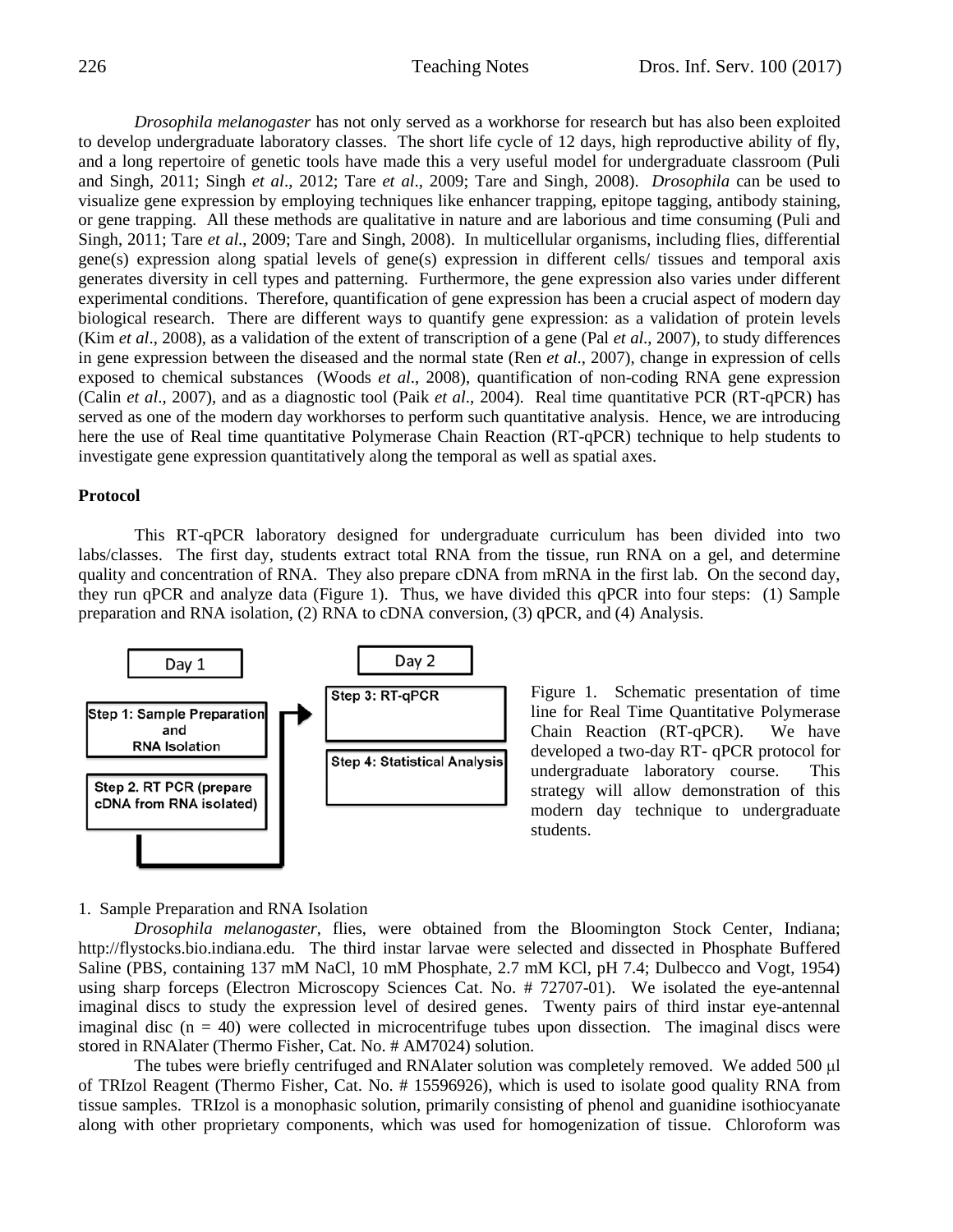*Drosophila melanogaster* has not only served as a workhorse for research but has also been exploited to develop undergraduate laboratory classes. The short life cycle of 12 days, high reproductive ability of fly, and a long repertoire of genetic tools have made this a very useful model for undergraduate classroom (Puli and Singh, 2011; Singh *et al*., 2012; Tare *et al*., 2009; Tare and Singh, 2008). *Drosophila* can be used to visualize gene expression by employing techniques like enhancer trapping, epitope tagging, antibody staining, or gene trapping. All these methods are qualitative in nature and are laborious and time consuming (Puli and Singh, 2011; Tare *et al*., 2009; Tare and Singh, 2008). In multicellular organisms, including flies, differential gene(s) expression along spatial levels of gene(s) expression in different cells/ tissues and temporal axis generates diversity in cell types and patterning. Furthermore, the gene expression also varies under different experimental conditions. Therefore, quantification of gene expression has been a crucial aspect of modern day biological research. There are different ways to quantify gene expression: as a validation of protein levels (Kim *et al*., 2008), as a validation of the extent of transcription of a gene (Pal *et al*., 2007), to study differences in gene expression between the diseased and the normal state (Ren *et al*., 2007), change in expression of cells exposed to chemical substances (Woods *et al*., 2008), quantification of non-coding RNA gene expression (Calin *et al*., 2007), and as a diagnostic tool (Paik *et al*., 2004). Real time quantitative PCR (RT-qPCR) has served as one of the modern day workhorses to perform such quantitative analysis. Hence, we are introducing here the use of Real time quantitative Polymerase Chain Reaction (RT-qPCR) technique to help students to investigate gene expression quantitatively along the temporal as well as spatial axes.

## Protocol

This RT-qPCR laboratory designed for undergraduate curriculum has been divided into two labs/classes. The first day, students extract total RNA from the tissue, run RNA on a gel, and determine quality and concentration of RNA. They also prepare cDNA from mRNA in the first lab. On the second day, they run qPCR and analyze data (Figure 1). Thus, we have divided this qPCR into four steps: (1) Sample preparation and RNA isolation, (2) RNA to cDNA conversion, (3) qPCR, and (4) Analysis.

Day 1
- Step 1: Sample Preparation and RNA Isolation
- Step 2. RT PCR (prepare cDNA from RNA isolated)

Day 2
- Step 3: RT-qPCR
- Step 4: Statistical Analysis

Figure 1. Schematic presentation of time line for Real Time Quantitative Polymerase Chain Reaction (RT-qPCR). We have developed a two-day RT- qPCR protocol for undergraduate laboratory course. This strategy will allow demonstration of this modern day technique to undergraduate students.

### 1. Sample Preparation and RNA Isolation

*Drosophila melanogaster*, flies, were obtained from the Bloomington Stock Center, Indiana; http://flystocks.bio.indiana.edu. The third instar larvae were selected and dissected in Phosphate Buffered Saline (PBS, containing 137 mM NaCl, 10 mM Phosphate, 2.7 mM KCl, pH 7.4; Dulbecco and Vogt, 1954) using sharp forceps (Electron Microscopy Sciences Cat. No. # 72707-01). We isolated the eye-antennal imaginal discs to study the expression level of desired genes. Twenty pairs of third instar eye-antennal imaginal disc ($n = 40$) were collected in microcentrifuge tubes upon dissection. The imaginal discs were stored in RNAlater (Thermo Fisher, Cat. No. # AM7024) solution.

The tubes were briefly centrifuged and RNAlater solution was completely removed. We added 500 μl of TRIzol Reagent (Thermo Fisher, Cat. No. # 15596926), which is used to isolate good quality RNA from tissue samples. TRIzol is a monophasic solution, primarily consisting of phenol and guanidine isothiocyanate along with other proprietary components, which was used for homogenization of tissue. Chloroform was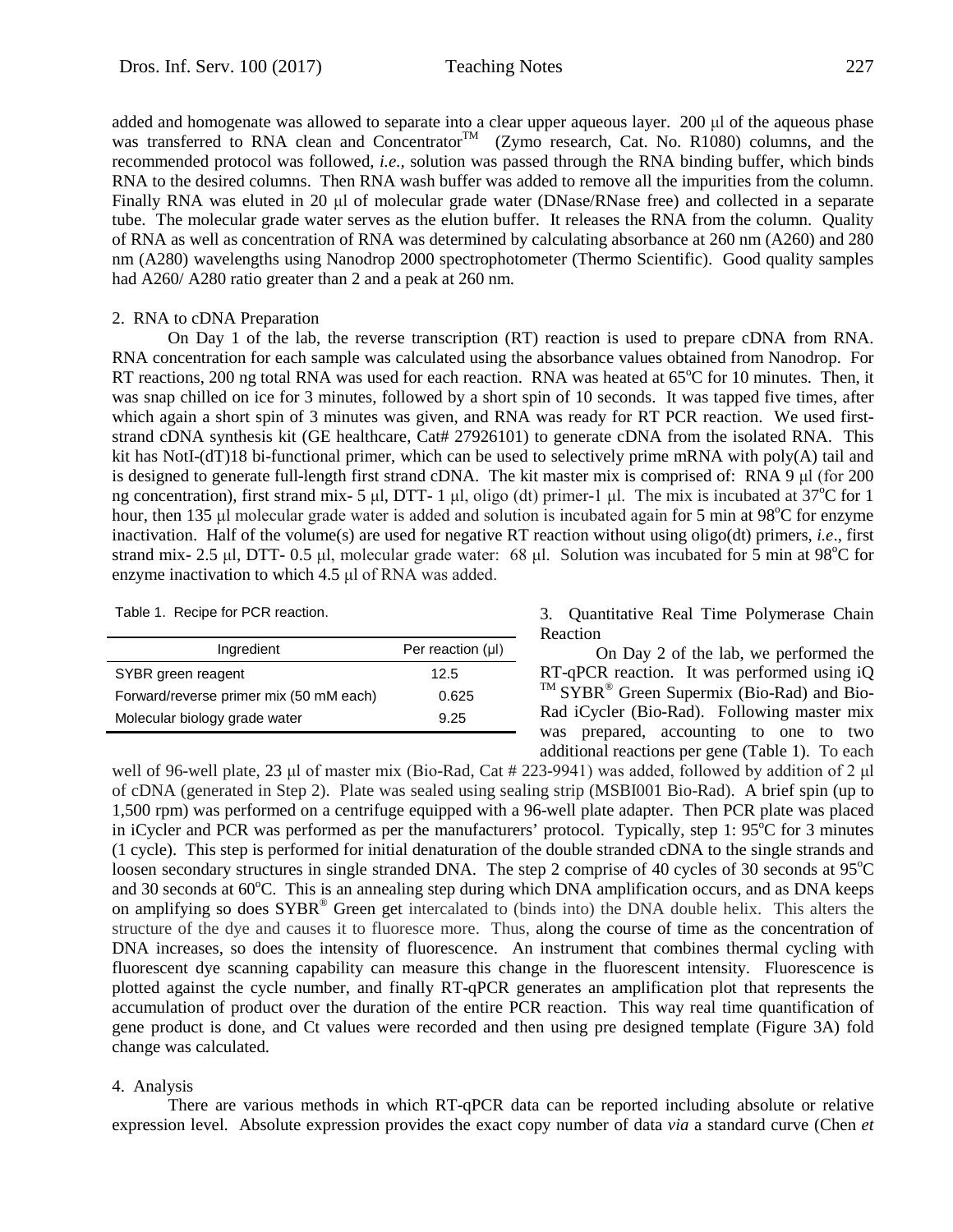added and homogenate was allowed to separate into a clear upper aqueous layer. 200 μl of the aqueous phase was transferred to RNA clean and Concentrator™ (Zymo research, Cat. No. R1080) columns, and the recommended protocol was followed, *i.e.*, solution was passed through the RNA binding buffer, which binds RNA to the desired columns. Then RNA wash buffer was added to remove all the impurities from the column. Finally RNA was eluted in 20 μl of molecular grade water (DNase/RNase free) and collected in a separate tube. The molecular grade water serves as the elution buffer. It releases the RNA from the column. Quality of RNA as well as concentration of RNA was determined by calculating absorbance at 260 nm (A260) and 280 nm (A280) wavelengths using Nanodrop 2000 spectrophotometer (Thermo Scientific). Good quality samples had A260/ A280 ratio greater than 2 and a peak at 260 nm.

2. RNA to cDNA Preparation

On Day 1 of the lab, the reverse transcription (RT) reaction is used to prepare cDNA from RNA. RNA concentration for each sample was calculated using the absorbance values obtained from Nanodrop. For RT reactions, 200 ng total RNA was used for each reaction. RNA was heated at 65°C for 10 minutes. Then, it was snap chilled on ice for 3 minutes, followed by a short spin of 10 seconds. It was tapped five times, after which again a short spin of 3 minutes was given, and RNA was ready for RT PCR reaction. We used first-strand cDNA synthesis kit (GE healthcare, Cat# 27926101) to generate cDNA from the isolated RNA. This kit has NotI-(dT)18 bi-functional primer, which can be used to selectively prime mRNA with poly(A) tail and is designed to generate full-length first strand cDNA. The kit master mix is comprised of: RNA 9 μl (for 200 ng concentration), first strand mix- 5 μl, DTT- 1 μl, oligo (dt) primer-1 μl. The mix is incubated at 37°C for 1 hour, then 135 μl molecular grade water is added and solution is incubated again for 5 min at 98°C for enzyme inactivation. Half of the volume(s) are used for negative RT reaction without using oligo(dt) primers, *i.e*., first strand mix- 2.5 μl, DTT- 0.5 μl, molecular grade water: 68 μl. Solution was incubated for 5 min at 98°C for enzyme inactivation to which 4.5 μl of RNA was added.

3. Quantitative Real Time Polymerase Chain Reaction

On Day 2 of the lab, we performed the RT-qPCR reaction. It was performed using iQ™ SYBR® Green Supermix (Bio-Rad) and Bio-Rad iCycler (Bio-Rad). Following master mix was prepared, accounting to one to two additional reactions per gene (Table 1). To each well of 96-well plate, 23 μl of master mix (Bio-Rad, Cat # 223-9941) was added, followed by addition of 2 μl of cDNA (generated in Step 2). Plate was sealed using sealing strip (MSBI001 Bio-Rad). A brief spin (up to 1,500 rpm) was performed on a centrifuge equipped with a 96-well plate adapter. Then PCR plate was placed in iCycler and PCR was performed as per the manufacturers' protocol. Typically, step 1: 95°C for 3 minutes (1 cycle). This step is performed for initial denaturation of the double stranded cDNA to the single strands and loosen secondary structures in single stranded DNA. The step 2 comprise of 40 cycles of 30 seconds at 95°C and 30 seconds at 60°C. This is an annealing step during which DNA amplification occurs, and as DNA keeps on amplifying so does SYBR® Green get intercalated to (binds into) the DNA double helix. This alters the structure of the dye and causes it to fluoresce more. Thus, along the course of time as the concentration of DNA increases, so does the intensity of fluorescence. An instrument that combines thermal cycling with fluorescent dye scanning capability can measure this change in the fluorescent intensity. Fluorescence is plotted against the cycle number, and finally RT-qPCR generates an amplification plot that represents the accumulation of product over the duration of the entire PCR reaction. This way real time quantification of gene product is done, and Ct values were recorded and then using pre designed template (Figure 3A) fold change was calculated.

Table 1. Recipe for PCR reaction.

| Ingredient | Per reaction (μl) |
|---|---|
| SYBR green reagent | 12.5 |
| Forward/reverse primer mix (50 mM each) | 0.625 |
| Molecular biology grade water | 9.25 |

4. Analysis

There are various methods in which RT-qPCR data can be reported including absolute or relative expression level. Absolute expression provides the exact copy number of data *via* a standard curve (Chen *et*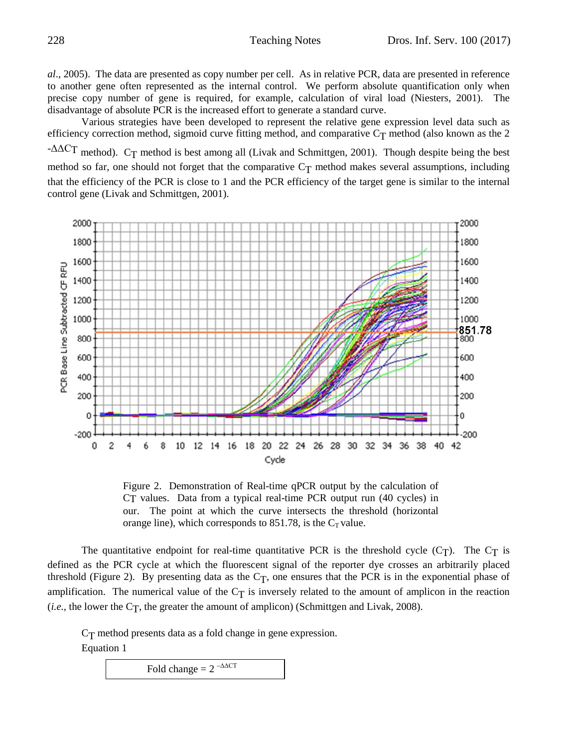*al*., 2005). The data are presented as copy number per cell. As in relative PCR, data are presented in reference to another gene often represented as the internal control. We perform absolute quantification only when precise copy number of gene is required, for example, calculation of viral load (Niesters, 2001). The disadvantage of absolute PCR is the increased effort to generate a standard curve.

Various strategies have been developed to represent the relative gene expression level data such as efficiency correction method, sigmoid curve fitting method, and comparative $C_T$ method (also known as the $2^{-\Delta\Delta C_T}$ method). $C_T$ method is best among all (Livak and Schmittgen, 2001). Though despite being the best method so far, one should not forget that the comparative $C_T$ method makes several assumptions, including that the efficiency of the PCR is close to 1 and the PCR efficiency of the target gene is similar to the internal control gene (Livak and Schmittgen, 2001).

Figure 2. Demonstration of Real-time qPCR output by the calculation of $C_T$ values. Data from a typical real-time PCR output run (40 cycles) in our. The point at which the curve intersects the threshold (horizontal orange line), which corresponds to 851.78, is the $C_T$ value.

The quantitative endpoint for real-time quantitative PCR is the threshold cycle ($C_T$). The $C_T$ is defined as the PCR cycle at which the fluorescent signal of the reporter dye crosses an arbitrarily placed threshold (Figure 2). By presenting data as the $C_T$, one ensures that the PCR is in the exponential phase of amplification. The numerical value of the $C_T$ is inversely related to the amount of amplicon in the reaction (*i.e.,* the lower the $C_T$, the greater the amount of amplicon) (Schmittgen and Livak, 2008).

$C_T$ method presents data as a fold change in gene expression.

Equation 1

$$\text{Fold change} = 2^{-\Delta\Delta CT}$$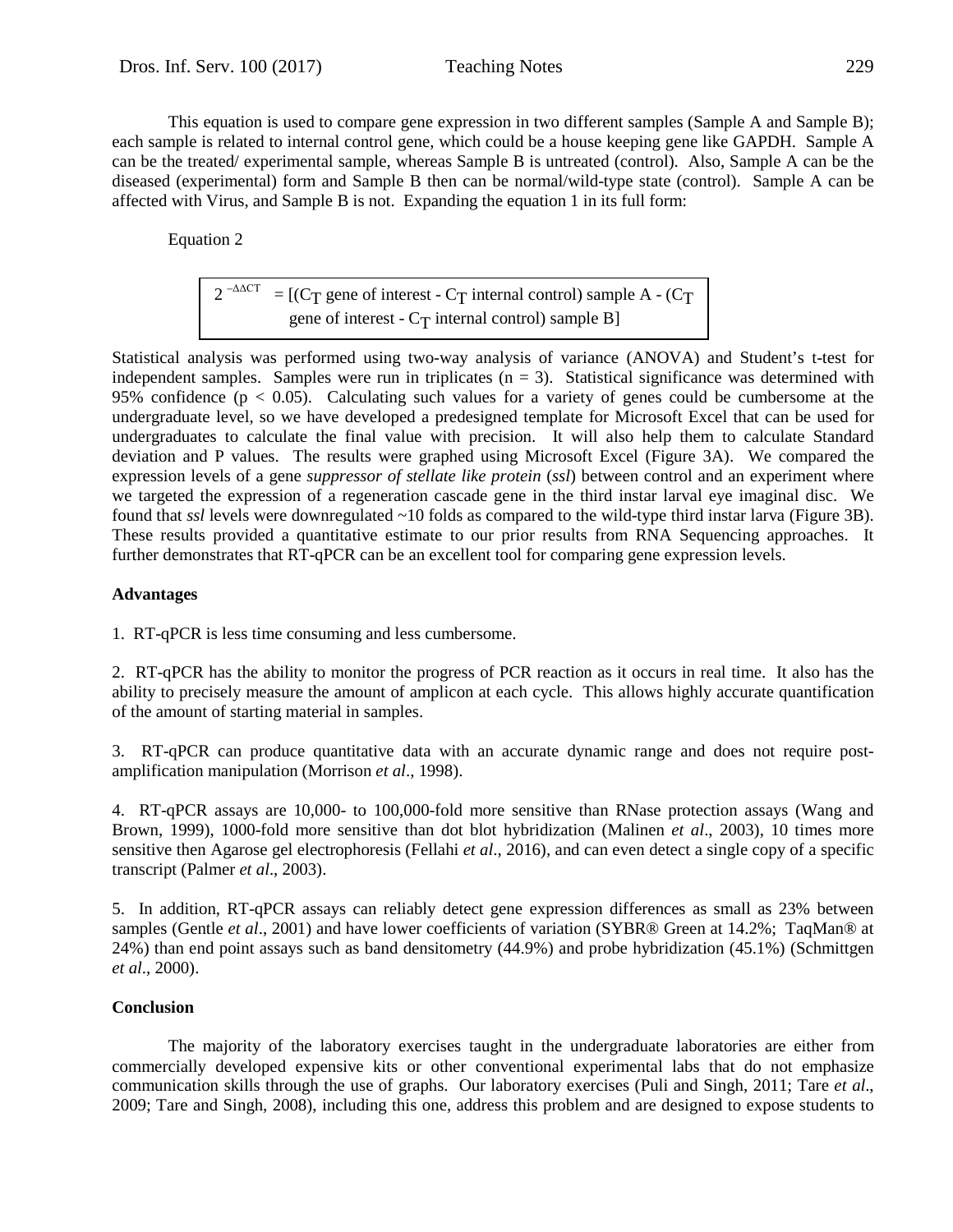This equation is used to compare gene expression in two different samples (Sample A and Sample B); each sample is related to internal control gene, which could be a house keeping gene like GAPDH. Sample A can be the treated/ experimental sample, whereas Sample B is untreated (control). Also, Sample A can be the diseased (experimental) form and Sample B then can be normal/wild-type state (control). Sample A can be affected with Virus, and Sample B is not. Expanding the equation 1 in its full form:

Equation 2

$$2^{-\Delta\Delta CT} = [(C_T \text{ gene of interest} - C_T \text{ internal control}) \text{ sample A} - (C_T \text{ gene of interest} - C_T \text{ internal control}) \text{ sample B}]$$

Statistical analysis was performed using two-way analysis of variance (ANOVA) and Student's t-test for independent samples. Samples were run in triplicates ($n = 3$). Statistical significance was determined with 95% confidence ($p < 0.05$). Calculating such values for a variety of genes could be cumbersome at the undergraduate level, so we have developed a predesigned template for Microsoft Excel that can be used for undergraduates to calculate the final value with precision. It will also help them to calculate Standard deviation and P values. The results were graphed using Microsoft Excel (Figure 3A). We compared the expression levels of a gene *suppressor of stellate like protein* (*ssl*) between control and an experiment where we targeted the expression of a regeneration cascade gene in the third instar larval eye imaginal disc. We found that *ssl* levels were downregulated ~10 folds as compared to the wild-type third instar larva (Figure 3B). These results provided a quantitative estimate to our prior results from RNA Sequencing approaches. It further demonstrates that RT-qPCR can be an excellent tool for comparing gene expression levels.

**Advantages**

1. RT-qPCR is less time consuming and less cumbersome.

2. RT-qPCR has the ability to monitor the progress of PCR reaction as it occurs in real time. It also has the ability to precisely measure the amount of amplicon at each cycle. This allows highly accurate quantification of the amount of starting material in samples.

3. RT-qPCR can produce quantitative data with an accurate dynamic range and does not require post-amplification manipulation (Morrison *et al*., 1998).

4. RT-qPCR assays are 10,000- to 100,000-fold more sensitive than RNase protection assays (Wang and Brown, 1999), 1000-fold more sensitive than dot blot hybridization (Malinen *et al*., 2003), 10 times more sensitive then Agarose gel electrophoresis (Fellahi *et al*., 2016), and can even detect a single copy of a specific transcript (Palmer *et al*., 2003).

5. In addition, RT-qPCR assays can reliably detect gene expression differences as small as 23% between samples (Gentle *et al*., 2001) and have lower coefficients of variation (SYBR® Green at 14.2%; TaqMan® at 24%) than end point assays such as band densitometry (44.9%) and probe hybridization (45.1%) (Schmittgen *et al*., 2000).

**Conclusion**

The majority of the laboratory exercises taught in the undergraduate laboratories are either from commercially developed expensive kits or other conventional experimental labs that do not emphasize communication skills through the use of graphs. Our laboratory exercises (Puli and Singh, 2011; Tare *et al*., 2009; Tare and Singh, 2008), including this one, address this problem and are designed to expose students to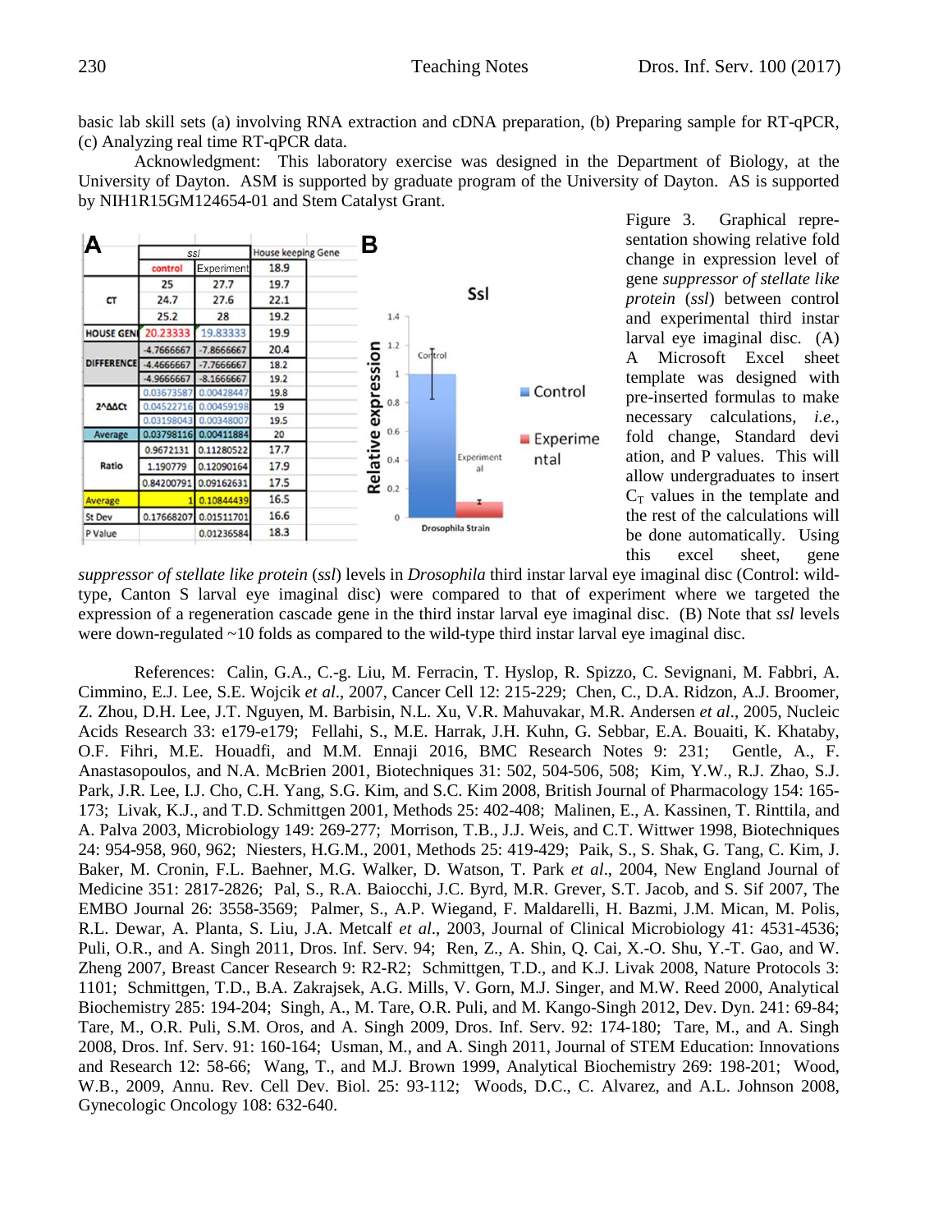basic lab skill sets (a) involving RNA extraction and cDNA preparation, (b) Preparing sample for RT-qPCR, (c) Analyzing real time RT-qPCR data.

Acknowledgment: This laboratory exercise was designed in the Department of Biology, at the University of Dayton. ASM is supported by graduate program of the University of Dayton. AS is supported by NIH1R15GM124654-01 and Stem Catalyst Grant.

**A**

| | *ssl* | | House keeping Gene |
|---|---|---|---|
| | control | Experiment | 18.9 |
| CT | 25 | 27.7 | 19.7 |
| | 24.7 | 27.6 | 22.1 |
| | 25.2 | 28 | 19.2 |
| HOUSE GEN | 20.23333 | 19.83333 | 19.9 |
| DIFFERENCE | -4.7666667 | -7.8666667 | 20.4 |
| | -4.4666667 | -7.7666667 | 18.2 |
| | -4.9666667 | -8.1666667 | 19.2 |
| 2^ΔΔCt | 0.03673587 | 0.00428447 | 19.8 |
| | 0.04522716 | 0.00459198 | 19 |
| | 0.03198043 | 0.00348007 | 19.5 |
| Average | 0.03798116 | 0.00411884 | 20 |
| Ratio | 0.9672131 | 0.11280522 | 17.7 |
| | 1.190779 | 0.12090164 | 17.9 |
| | 0.84200791 | 0.09162631 | 17.5 |
| Average | 1 | 0.10844439 | 16.5 |
| St Dev | 0.17668207 | 0.01511701 | 16.6 |
| P Value | | 0.01236584 | 18.3 |

**B**

Ssl

Relative expression

1.4
1.2
1
0.8
0.6
0.4
0.2
0

Control

Experimental

Drosophila Strain

Control

Experimental

Figure 3. Graphical representation showing relative fold change in expression level of gene *suppressor of stellate like protein* (*ssl*) between control and experimental third instar larval eye imaginal disc. (A) A Microsoft Excel sheet template was designed with pre-inserted formulas to make necessary calculations, *i.e.*, fold change, Standard deviation, and P values. This will allow undergraduates to insert $C_T$ values in the template and the rest of the calculations will be done automatically. Using this excel sheet, gene *suppressor of stellate like protein* (*ssl*) levels in *Drosophila* third instar larval eye imaginal disc (Control: wild-type, Canton S larval eye imaginal disc) were compared to that of experiment where we targeted the expression of a regeneration cascade gene in the third instar larval eye imaginal disc. (B) Note that *ssl* levels were down-regulated ~10 folds as compared to the wild-type third instar larval eye imaginal disc.

References: Calin, G.A., C.-g. Liu, M. Ferracin, T. Hyslop, R. Spizzo, C. Sevignani, M. Fabbri, A. Cimmino, E.J. Lee, S.E. Wojcik *et al*., 2007, Cancer Cell 12: 215-229; Chen, C., D.A. Ridzon, A.J. Broomer, Z. Zhou, D.H. Lee, J.T. Nguyen, M. Barbisin, N.L. Xu, V.R. Mahuvakar, M.R. Andersen *et al*., 2005, Nucleic Acids Research 33: e179-e179; Fellahi, S., M.E. Harrak, J.H. Kuhn, G. Sebbar, E.A. Bouaiti, K. Khataby, O.F. Fihri, M.E. Houadfi, and M.M. Ennaji 2016, BMC Research Notes 9: 231; Gentle, A., F. Anastasopoulos, and N.A. McBrien 2001, Biotechniques 31: 502, 504-506, 508; Kim, Y.W., R.J. Zhao, S.J. Park, J.R. Lee, I.J. Cho, C.H. Yang, S.G. Kim, and S.C. Kim 2008, British Journal of Pharmacology 154: 165-173; Livak, K.J., and T.D. Schmittgen 2001, Methods 25: 402-408; Malinen, E., A. Kassinen, T. Rinttila, and A. Palva 2003, Microbiology 149: 269-277; Morrison, T.B., J.J. Weis, and C.T. Wittwer 1998, Biotechniques 24: 954-958, 960, 962; Niesters, H.G.M., 2001, Methods 25: 419-429; Paik, S., S. Shak, G. Tang, C. Kim, J. Baker, M. Cronin, F.L. Baehner, M.G. Walker, D. Watson, T. Park *et al*., 2004, New England Journal of Medicine 351: 2817-2826; Pal, S., R.A. Baiocchi, J.C. Byrd, M.R. Grever, S.T. Jacob, and S. Sif 2007, The EMBO Journal 26: 3558-3569; Palmer, S., A.P. Wiegand, F. Maldarelli, H. Bazmi, J.M. Mican, M. Polis, R.L. Dewar, A. Planta, S. Liu, J.A. Metcalf *et al*., 2003, Journal of Clinical Microbiology 41: 4531-4536; Puli, O.R., and A. Singh 2011, Dros. Inf. Serv. 94; Ren, Z., A. Shin, Q. Cai, X.-O. Shu, Y.-T. Gao, and W. Zheng 2007, Breast Cancer Research 9: R2-R2; Schmittgen, T.D., and K.J. Livak 2008, Nature Protocols 3: 1101; Schmittgen, T.D., B.A. Zakrajsek, A.G. Mills, V. Gorn, M.J. Singer, and M.W. Reed 2000, Analytical Biochemistry 285: 194-204; Singh, A., M. Tare, O.R. Puli, and M. Kango-Singh 2012, Dev. Dyn. 241: 69-84; Tare, M., O.R. Puli, S.M. Oros, and A. Singh 2009, Dros. Inf. Serv. 92: 174-180; Tare, M., and A. Singh 2008, Dros. Inf. Serv. 91: 160-164; Usman, M., and A. Singh 2011, Journal of STEM Education: Innovations and Research 12: 58-66; Wang, T., and M.J. Brown 1999, Analytical Biochemistry 269: 198-201; Wood, W.B., 2009, Annu. Rev. Cell Dev. Biol. 25: 93-112; Woods, D.C., C. Alvarez, and A.L. Johnson 2008, Gynecologic Oncology 108: 632-640.